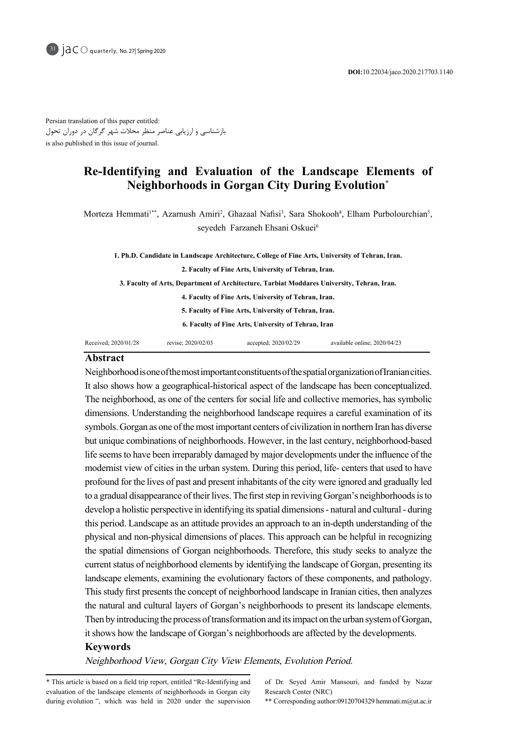DOI:10.22034/jaco.2020.217703.1140

Persian translation of this paper entitled:
بازشناسی و ارزیابی عناصر منظر محلات شهر گرگان در دوران تحول
is also published in this issue of journal.

# Re-Identifying and Evaluation of the Landscape Elements of Neighborhoods in Gorgan City During Evolution*

Morteza Hemmati[1**], Azarnush Amiri[2], Ghazaal Nafisi[3], Sara Shokooh[4], Elham Purbolourchian[5], seyedeh Farzaneh Ehsani Oskuei[6]

**1. Ph.D. Candidate in Landscape Architecture, College of Fine Arts, University of Tehran, Iran.**

**2. Faculty of Fine Arts, University of Tehran, Iran.**

**3. Faculty of Arts, Department of Architecture, Tarbiat Moddares University, Tehran, Iran.**

**4. Faculty of Fine Arts, University of Tehran, Iran.**

**5. Faculty of Fine Arts, University of Tehran, Iran.**

**6. Faculty of Fine Arts, University of Tehran, Iran**

Received; 2020/01/28 revise; 2020/02/03 accepted; 2020/02/29 available online; 2020/04/23

## Abstract

Neighborhood is one of the most important constituents of the spatial organization of Iranian cities. It also shows how a geographical-historical aspect of the landscape has been conceptualized. The neighborhood, as one of the centers for social life and collective memories, has symbolic dimensions. Understanding the neighborhood landscape requires a careful examination of its symbols. Gorgan as one of the most important centers of civilization in northern Iran has diverse but unique combinations of neighborhoods. However, in the last century, neighborhood-based life seems to have been irreparably damaged by major developments under the influence of the modernist view of cities in the urban system. During this period, life- centers that used to have profound for the lives of past and present inhabitants of the city were ignored and gradually led to a gradual disappearance of their lives. The first step in reviving Gorgan's neighborhoods is to develop a holistic perspective in identifying its spatial dimensions - natural and cultural - during this period. Landscape as an attitude provides an approach to an in-depth understanding of the physical and non-physical dimensions of places. This approach can be helpful in recognizing the spatial dimensions of Gorgan neighborhoods. Therefore, this study seeks to analyze the current status of neighborhood elements by identifying the landscape of Gorgan, presenting its landscape elements, examining the evolutionary factors of these components, and pathology. This study first presents the concept of neighborhood landscape in Iranian cities, then analyzes the natural and cultural layers of Gorgan's neighborhoods to present its landscape elements. Then by introducing the process of transformation and its impact on the urban system of Gorgan, it shows how the landscape of Gorgan's neighborhoods are affected by the developments.

## Keywords

*Neighborhood View, Gorgan City View Elements, Evolution Period.*

---

* This article is based on a field trip report, entitled "Re-Identifying and evaluation of the landscape elements of neighborhoods in Gorgan city during evolution ", which was held in 2020 under the supervision of Dr. Seyed Amir Mansouri, and funded by Nazar Research Center (NRC)

** Corresponding author:09120704329 hemmati.m@ut.ac.ir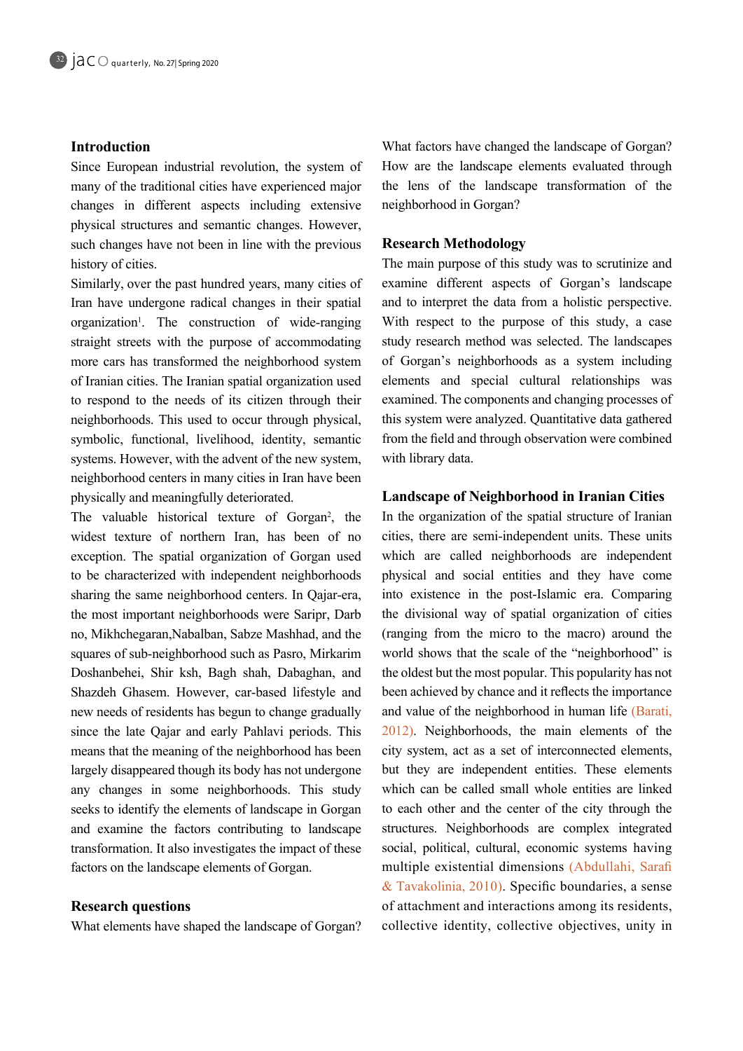## Introduction

Since European industrial revolution, the system of many of the traditional cities have experienced major changes in different aspects including extensive physical structures and semantic changes. However, such changes have not been in line with the previous history of cities.

Similarly, over the past hundred years, many cities of Iran have undergone radical changes in their spatial organization[1]. The construction of wide-ranging straight streets with the purpose of accommodating more cars has transformed the neighborhood system of Iranian cities. The Iranian spatial organization used to respond to the needs of its citizen through their neighborhoods. This used to occur through physical, symbolic, functional, livelihood, identity, semantic systems. However, with the advent of the new system, neighborhood centers in many cities in Iran have been physically and meaningfully deteriorated.

The valuable historical texture of Gorgan[2], the widest texture of northern Iran, has been of no exception. The spatial organization of Gorgan used to be characterized with independent neighborhoods sharing the same neighborhood centers. In Qajar-era, the most important neighborhoods were Saripr, Darb no, Mikhchegaran,Nabalban, Sabze Mashhad, and the squares of sub-neighborhood such as Pasro, Mirkarim Doshanbehei, Shir ksh, Bagh shah, Dabaghan, and Shazdeh Ghasem. However, car-based lifestyle and new needs of residents has begun to change gradually since the late Qajar and early Pahlavi periods. This means that the meaning of the neighborhood has been largely disappeared though its body has not undergone any changes in some neighborhoods. This study seeks to identify the elements of landscape in Gorgan and examine the factors contributing to landscape transformation. It also investigates the impact of these factors on the landscape elements of Gorgan.

## Research questions

What elements have shaped the landscape of Gorgan?

What factors have changed the landscape of Gorgan?

How are the landscape elements evaluated through the lens of the landscape transformation of the neighborhood in Gorgan?

## Research Methodology

The main purpose of this study was to scrutinize and examine different aspects of Gorgan's landscape and to interpret the data from a holistic perspective. With respect to the purpose of this study, a case study research method was selected. The landscapes of Gorgan's neighborhoods as a system including elements and special cultural relationships was examined. The components and changing processes of this system were analyzed. Quantitative data gathered from the field and through observation were combined with library data.

## Landscape of Neighborhood in Iranian Cities

In the organization of the spatial structure of Iranian cities, there are semi-independent units. These units which are called neighborhoods are independent physical and social entities and they have come into existence in the post-Islamic era. Comparing the divisional way of spatial organization of cities (ranging from the micro to the macro) around the world shows that the scale of the "neighborhood" is the oldest but the most popular. This popularity has not been achieved by chance and it reflects the importance and value of the neighborhood in human life (Barati, 2012). Neighborhoods, the main elements of the city system, act as a set of interconnected elements, but they are independent entities. These elements which can be called small whole entities are linked to each other and the center of the city through the structures. Neighborhoods are complex integrated social, political, cultural, economic systems having multiple existential dimensions (Abdullahi, Sarafi & Tavakolinia, 2010). Specific boundaries, a sense of attachment and interactions among its residents, collective identity, collective objectives, unity in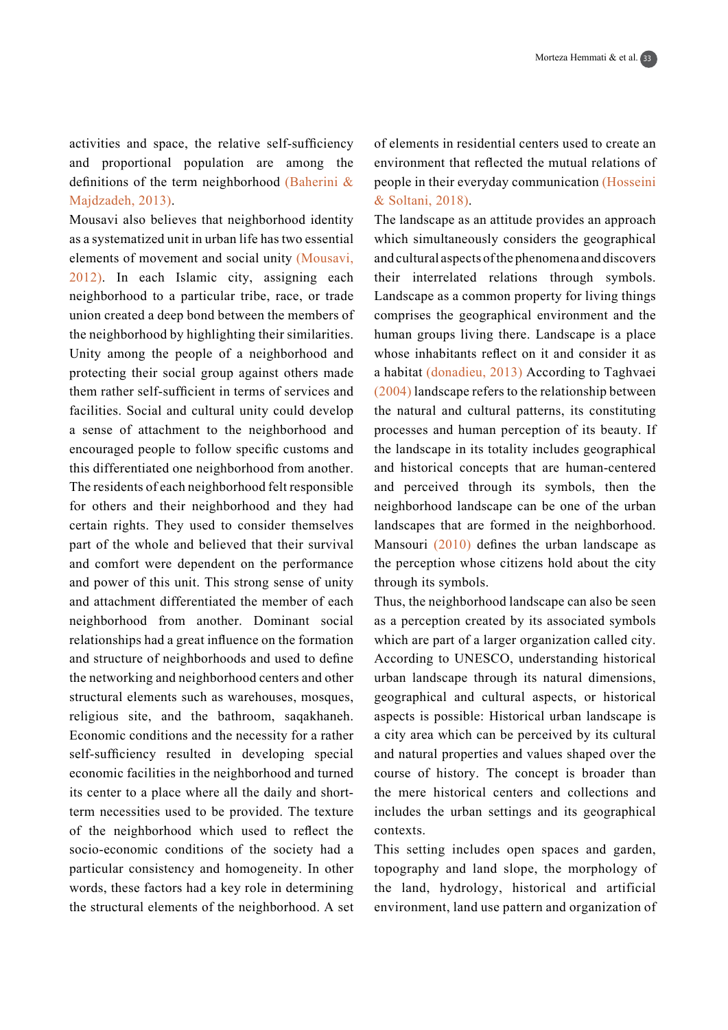activities and space, the relative self-sufficiency and proportional population are among the definitions of the term neighborhood (Baherini & Majdzadeh, 2013).

Mousavi also believes that neighborhood identity as a systematized unit in urban life has two essential elements of movement and social unity (Mousavi, 2012). In each Islamic city, assigning each neighborhood to a particular tribe, race, or trade union created a deep bond between the members of the neighborhood by highlighting their similarities. Unity among the people of a neighborhood and protecting their social group against others made them rather self-sufficient in terms of services and facilities. Social and cultural unity could develop a sense of attachment to the neighborhood and encouraged people to follow specific customs and this differentiated one neighborhood from another. The residents of each neighborhood felt responsible for others and their neighborhood and they had certain rights. They used to consider themselves part of the whole and believed that their survival and comfort were dependent on the performance and power of this unit. This strong sense of unity and attachment differentiated the member of each neighborhood from another. Dominant social relationships had a great influence on the formation and structure of neighborhoods and used to define the networking and neighborhood centers and other structural elements such as warehouses, mosques, religious site, and the bathroom, saqakhaneh. Economic conditions and the necessity for a rather self-sufficiency resulted in developing special economic facilities in the neighborhood and turned its center to a place where all the daily and short-term necessities used to be provided. The texture of the neighborhood which used to reflect the socio-economic conditions of the society had a particular consistency and homogeneity. In other words, these factors had a key role in determining the structural elements of the neighborhood. A set of elements in residential centers used to create an environment that reflected the mutual relations of people in their everyday communication (Hosseini & Soltani, 2018).

The landscape as an attitude provides an approach which simultaneously considers the geographical and cultural aspects of the phenomena and discovers their interrelated relations through symbols. Landscape as a common property for living things comprises the geographical environment and the human groups living there. Landscape is a place whose inhabitants reflect on it and consider it as a habitat (donadieu, 2013) According to Taghvaei (2004) landscape refers to the relationship between the natural and cultural patterns, its constituting processes and human perception of its beauty. If the landscape in its totality includes geographical and historical concepts that are human-centered and perceived through its symbols, then the neighborhood landscape can be one of the urban landscapes that are formed in the neighborhood. Mansouri (2010) defines the urban landscape as the perception whose citizens hold about the city through its symbols.

Thus, the neighborhood landscape can also be seen as a perception created by its associated symbols which are part of a larger organization called city. According to UNESCO, understanding historical urban landscape through its natural dimensions, geographical and cultural aspects, or historical aspects is possible: Historical urban landscape is a city area which can be perceived by its cultural and natural properties and values shaped over the course of history. The concept is broader than the mere historical centers and collections and includes the urban settings and its geographical contexts.

This setting includes open spaces and garden, topography and land slope, the morphology of the land, hydrology, historical and artificial environment, land use pattern and organization of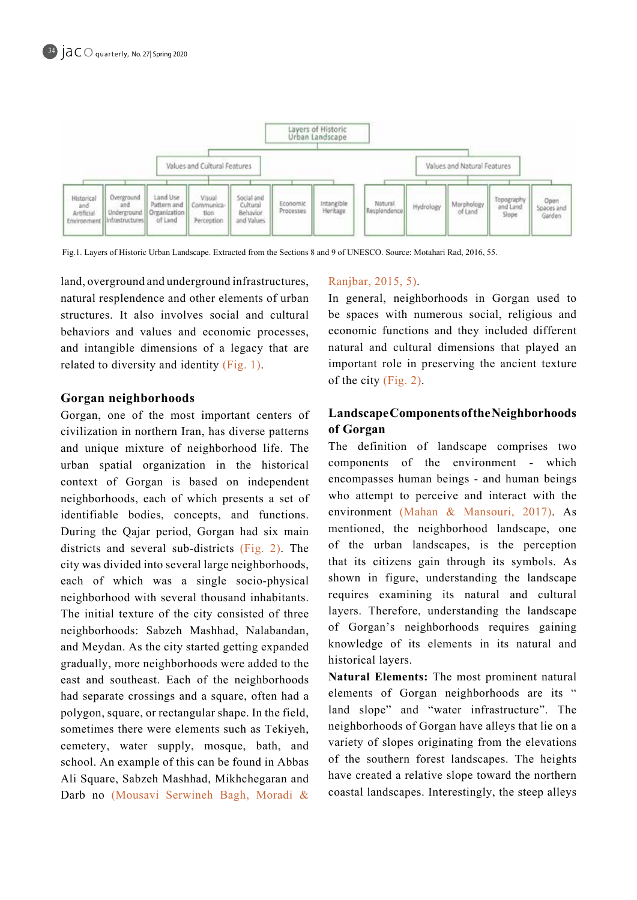Layers of Historic Urban Landscape

- Values and Cultural Features
  - Historical and Artificial Environment
  - Overground and Underground Infrastructures
  - Land Use Pattern and Organization of Land
  - Visual Communication Perception
  - Social and Cultural Behavior and Values
  - Economic Processes
  - Intangible Heritage
- Values and Natural Features
  - Natural Resplendence
  - Hydrology
  - Morphology of Land
  - Topography and Land Slope
  - Open Spaces and Garden

Fig.1. Layers of Historic Urban Landscape. Extracted from the Sections 8 and 9 of UNESCO. Source: Motahari Rad, 2016, 55.

land, overground and underground infrastructures, natural resplendence and other elements of urban structures. It also involves social and cultural behaviors and values and economic processes, and intangible dimensions of a legacy that are related to diversity and identity (Fig. 1).

## Gorgan neighborhoods

Gorgan, one of the most important centers of civilization in northern Iran, has diverse patterns and unique mixture of neighborhood life. The urban spatial organization in the historical context of Gorgan is based on independent neighborhoods, each of which presents a set of identifiable bodies, concepts, and functions. During the Qajar period, Gorgan had six main districts and several sub-districts (Fig. 2). The city was divided into several large neighborhoods, each of which was a single socio-physical neighborhood with several thousand inhabitants. The initial texture of the city consisted of three neighborhoods: Sabzeh Mashhad, Nalabandan, and Meydan. As the city started getting expanded gradually, more neighborhoods were added to the east and southeast. Each of the neighborhoods had separate crossings and a square, often had a polygon, square, or rectangular shape. In the field, sometimes there were elements such as Tekiyeh, cemetery, water supply, mosque, bath, and school. An example of this can be found in Abbas Ali Square, Sabzeh Mashhad, Mikhchegaran and Darb no (Mousavi Serwineh Bagh, Moradi & Ranjbar, 2015, 5).

In general, neighborhoods in Gorgan used to be spaces with numerous social, religious and economic functions and they included different natural and cultural dimensions that played an important role in preserving the ancient texture of the city (Fig. 2).

## Landscape Components of the Neighborhoods of Gorgan

The definition of landscape comprises two components of the environment - which encompasses human beings - and human beings who attempt to perceive and interact with the environment (Mahan & Mansouri, 2017). As mentioned, the neighborhood landscape, one of the urban landscapes, is the perception that its citizens gain through its symbols. As shown in figure, understanding the landscape requires examining its natural and cultural layers. Therefore, understanding the landscape of Gorgan's neighborhoods requires gaining knowledge of its elements in its natural and historical layers.

**Natural Elements:** The most prominent natural elements of Gorgan neighborhoods are its " land slope" and "water infrastructure". The neighborhoods of Gorgan have alleys that lie on a variety of slopes originating from the elevations of the southern forest landscapes. The heights have created a relative slope toward the northern coastal landscapes. Interestingly, the steep alleys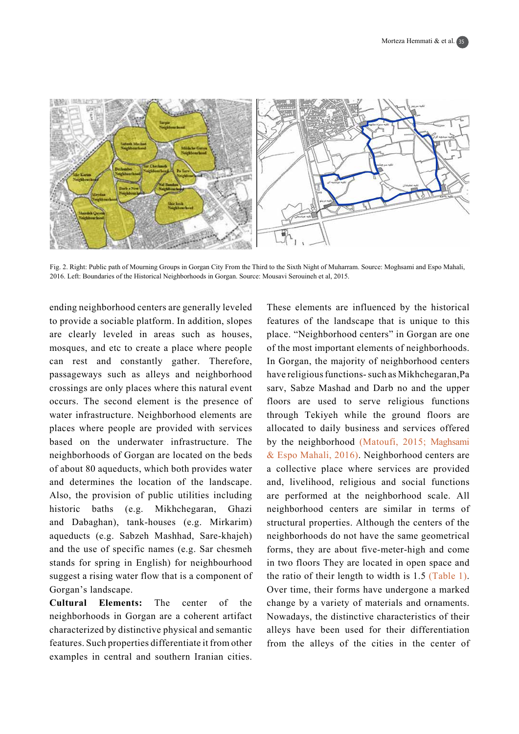Fig. 2. Right: Public path of Mourning Groups in Gorgan City From the Third to the Sixth Night of Muharram. Source: Moghsami and Espo Mahali, 2016. Left: Boundaries of the Historical Neighborhoods in Gorgan. Source: Mousavi Serouineh et al, 2015.

ending neighborhood centers are generally leveled to provide a sociable platform. In addition, slopes are clearly leveled in areas such as houses, mosques, and etc to create a place where people can rest and constantly gather. Therefore, passageways such as alleys and neighborhood crossings are only places where this natural event occurs. The second element is the presence of water infrastructure. Neighborhood elements are places where people are provided with services based on the underwater infrastructure. The neighborhoods of Gorgan are located on the beds of about 80 aqueducts, which both provides water and determines the location of the landscape. Also, the provision of public utilities including historic baths (e.g. Mikhchegaran, Ghazi and Dabaghan), tank-houses (e.g. Mirkarim) aqueducts (e.g. Sabzeh Mashhad, Sare-khajeh) and the use of specific names (e.g. Sar chesmeh stands for spring in English) for neighbourhood suggest a rising water flow that is a component of Gorgan's landscape.

**Cultural Elements:** The center of the neighborhoods in Gorgan are a coherent artifact characterized by distinctive physical and semantic features. Such properties differentiate it from other examples in central and southern Iranian cities. These elements are influenced by the historical features of the landscape that is unique to this place. "Neighborhood centers" in Gorgan are one of the most important elements of neighborhoods. In Gorgan, the majority of neighborhood centers have religious functions- such as Mikhchegaran,Pa sarv, Sabze Mashad and Darb no and the upper floors are used to serve religious functions through Tekiyeh while the ground floors are allocated to daily business and services offered by the neighborhood (Matoufi, 2015; Maghsami & Espo Mahali, 2016). Neighborhood centers are a collective place where services are provided and, livelihood, religious and social functions are performed at the neighborhood scale. All neighborhood centers are similar in terms of structural properties. Although the centers of the neighborhoods do not have the same geometrical forms, they are about five-meter-high and come in two floors They are located in open space and the ratio of their length to width is 1.5 (Table 1). Over time, their forms have undergone a marked change by a variety of materials and ornaments. Nowadays, the distinctive characteristics of their alleys have been used for their differentiation from the alleys of the cities in the center of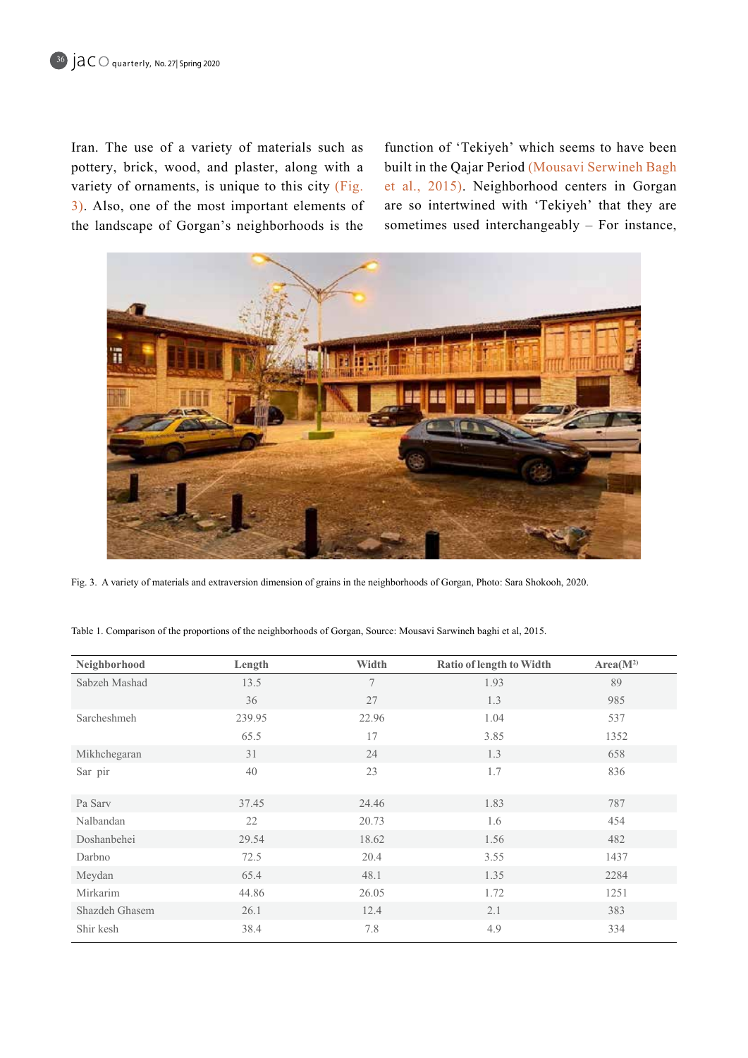Iran. The use of a variety of materials such as pottery, brick, wood, and plaster, along with a variety of ornaments, is unique to this city (Fig. 3). Also, one of the most important elements of the landscape of Gorgan's neighborhoods is the function of 'Tekiyeh' which seems to have been built in the Qajar Period (Mousavi Serwineh Bagh et al., 2015). Neighborhood centers in Gorgan are so intertwined with 'Tekiyeh' that they are sometimes used interchangeably – For instance,

Fig. 3. A variety of materials and extraversion dimension of grains in the neighborhoods of Gorgan, Photo: Sara Shokooh, 2020.

Table 1. Comparison of the proportions of the neighborhoods of Gorgan, Source: Mousavi Sarwineh baghi et al, 2015.

| Neighborhood | Length | Width | Ratio of length to Width | Area($M^2$) |
|---|---|---|---|---|
| Sabzeh Mashad | 13.5 | 7 | 1.93 | 89 |
| | 36 | 27 | 1.3 | 985 |
| Sarcheshmeh | 239.95 | 22.96 | 1.04 | 537 |
| | 65.5 | 17 | 3.85 | 1352 |
| Mikhchegaran | 31 | 24 | 1.3 | 658 |
| Sar pir | 40 | 23 | 1.7 | 836 |
| Pa Sarv | 37.45 | 24.46 | 1.83 | 787 |
| Nalbandan | 22 | 20.73 | 1.6 | 454 |
| Doshanbehei | 29.54 | 18.62 | 1.56 | 482 |
| Darbno | 72.5 | 20.4 | 3.55 | 1437 |
| Meydan | 65.4 | 48.1 | 1.35 | 2284 |
| Mirkarim | 44.86 | 26.05 | 1.72 | 1251 |
| Shazdeh Ghasem | 26.1 | 12.4 | 2.1 | 383 |
| Shir kesh | 38.4 | 7.8 | 4.9 | 334 |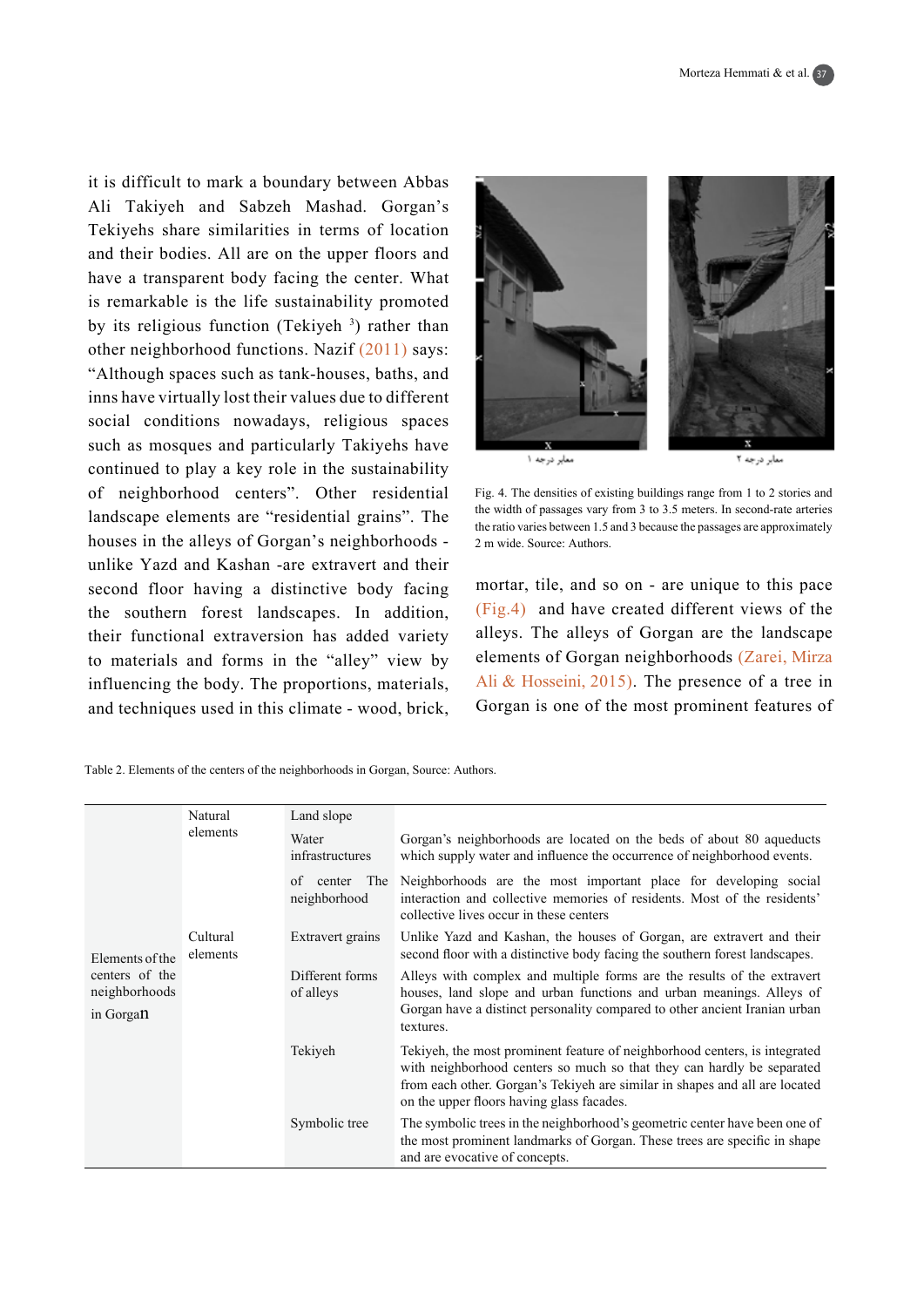it is difficult to mark a boundary between Abbas Ali Takiyeh and Sabzeh Mashad. Gorgan's Tekiyehs share similarities in terms of location and their bodies. All are on the upper floors and have a transparent body facing the center. What is remarkable is the life sustainability promoted by its religious function (Tekiyeh [3]) rather than other neighborhood functions. Nazif (2011) says: "Although spaces such as tank-houses, baths, and inns have virtually lost their values due to different social conditions nowadays, religious spaces such as mosques and particularly Takiyehs have continued to play a key role in the sustainability of neighborhood centers". Other residential landscape elements are "residential grains". The houses in the alleys of Gorgan's neighborhoods -unlike Yazd and Kashan -are extravert and their second floor having a distinctive body facing the southern forest landscapes. In addition, their functional extraversion has added variety to materials and forms in the "alley" view by influencing the body. The proportions, materials, and techniques used in this climate - wood, brick, mortar, tile, and so on - are unique to this pace (Fig.4) and have created different views of the alleys. The alleys of Gorgan are the landscape elements of Gorgan neighborhoods (Zarei, Mirza Ali & Hosseini, 2015). The presence of a tree in Gorgan is one of the most prominent features of

Fig. 4. The densities of existing buildings range from 1 to 2 stories and the width of passages vary from 3 to 3.5 meters. In second-rate arteries the ratio varies between 1.5 and 3 because the passages are approximately 2 m wide. Source: Authors.

Table 2. Elements of the centers of the neighborhoods in Gorgan, Source: Authors.

| | | | |
|---|---|---|---|
| Elements of the centers of the neighborhoods in Gorgan | Natural elements | Land slope | |
| | | Water infrastructures | Gorgan's neighborhoods are located on the beds of about 80 aqueducts which supply water and influence the occurrence of neighborhood events. |
| | | of center The neighborhood | Neighborhoods are the most important place for developing social interaction and collective memories of residents. Most of the residents' collective lives occur in these centers |
| | Cultural elements | Extravert grains | Unlike Yazd and Kashan, the houses of Gorgan, are extravert and their second floor with a distinctive body facing the southern forest landscapes. |
| | | Different forms of alleys | Alleys with complex and multiple forms are the results of the extravert houses, land slope and urban functions and urban meanings. Alleys of Gorgan have a distinct personality compared to other ancient Iranian urban textures. |
| | | Tekiyeh | Tekiyeh, the most prominent feature of neighborhood centers, is integrated with neighborhood centers so much so that they can hardly be separated from each other. Gorgan's Tekiyeh are similar in shapes and all are located on the upper floors having glass facades. |
| | | Symbolic tree | The symbolic trees in the neighborhood's geometric center have been one of the most prominent landmarks of Gorgan. These trees are specific in shape and are evocative of concepts. |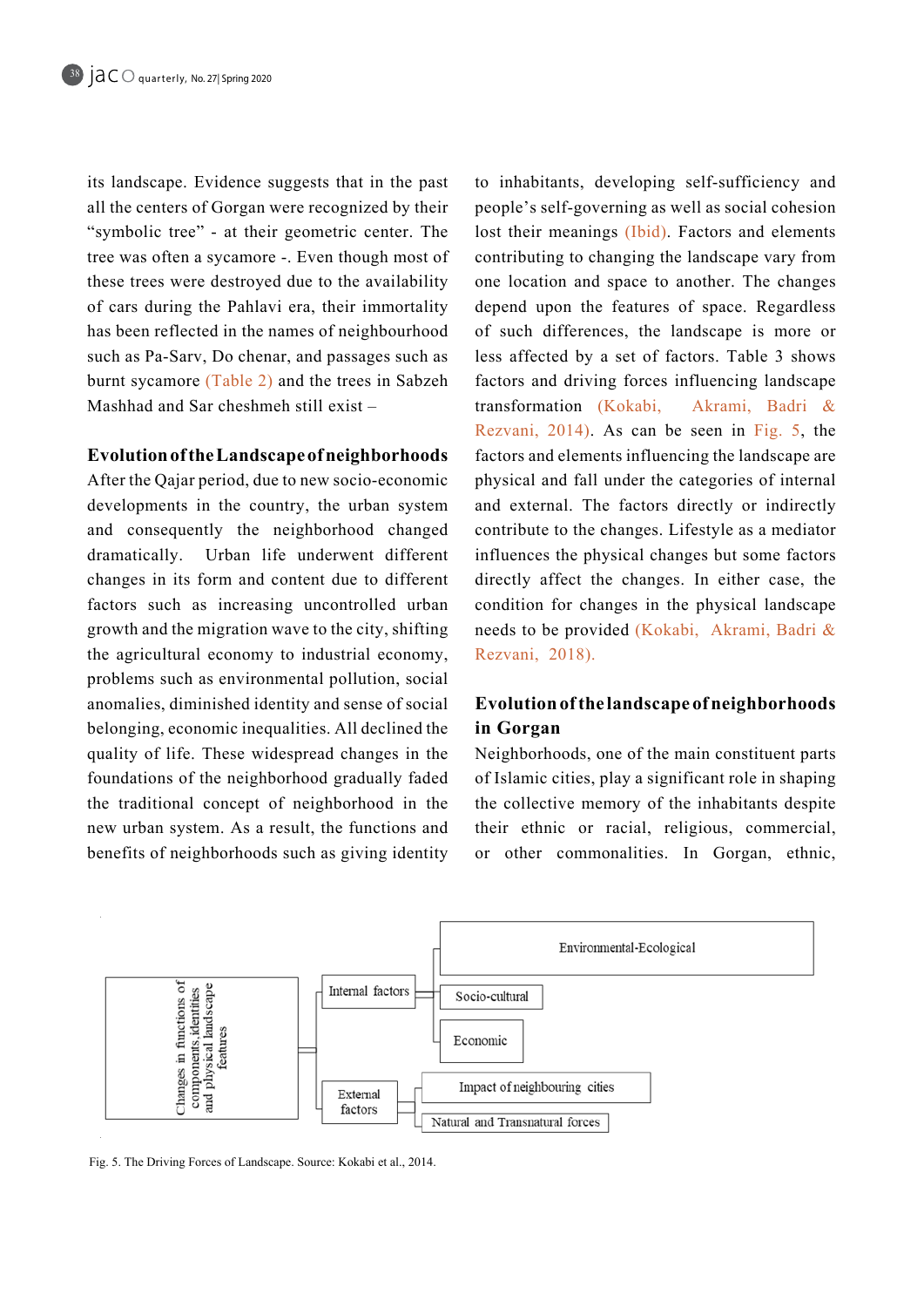its landscape. Evidence suggests that in the past all the centers of Gorgan were recognized by their "symbolic tree" - at their geometric center. The tree was often a sycamore -. Even though most of these trees were destroyed due to the availability of cars during the Pahlavi era, their immortality has been reflected in the names of neighbourhood such as Pa-Sarv, Do chenar, and passages such as burnt sycamore (Table 2) and the trees in Sabzeh Mashhad and Sar cheshmeh still exist –

## Evolution of the Landscape of neighborhoods

After the Qajar period, due to new socio-economic developments in the country, the urban system and consequently the neighborhood changed dramatically. Urban life underwent different changes in its form and content due to different factors such as increasing uncontrolled urban growth and the migration wave to the city, shifting the agricultural economy to industrial economy, problems such as environmental pollution, social anomalies, diminished identity and sense of social belonging, economic inequalities. All declined the quality of life. These widespread changes in the foundations of the neighborhood gradually faded the traditional concept of neighborhood in the new urban system. As a result, the functions and benefits of neighborhoods such as giving identity to inhabitants, developing self-sufficiency and people's self-governing as well as social cohesion lost their meanings (Ibid). Factors and elements contributing to changing the landscape vary from one location and space to another. The changes depend upon the features of space. Regardless of such differences, the landscape is more or less affected by a set of factors. Table 3 shows factors and driving forces influencing landscape transformation (Kokabi, Akrami, Badri & Rezvani, 2014). As can be seen in Fig. 5, the factors and elements influencing the landscape are physical and fall under the categories of internal and external. The factors directly or indirectly contribute to the changes. Lifestyle as a mediator influences the physical changes but some factors directly affect the changes. In either case, the condition for changes in the physical landscape needs to be provided (Kokabi, Akrami, Badri & Rezvani, 2018).

## Evolution of the landscape of neighborhoods in Gorgan

Neighborhoods, one of the main constituent parts of Islamic cities, play a significant role in shaping the collective memory of the inhabitants despite their ethnic or racial, religious, commercial, or other commonalities. In Gorgan, ethnic,

- Changes in functions of components, identities and physical landscape features
  - Internal factors
    - Environmental-Ecological
    - Socio-cultural
    - Economic
  - External factors
    - Impact of neighbouring cities
    - Natural and Transnatural forces

Fig. 5. The Driving Forces of Landscape. Source: Kokabi et al., 2014.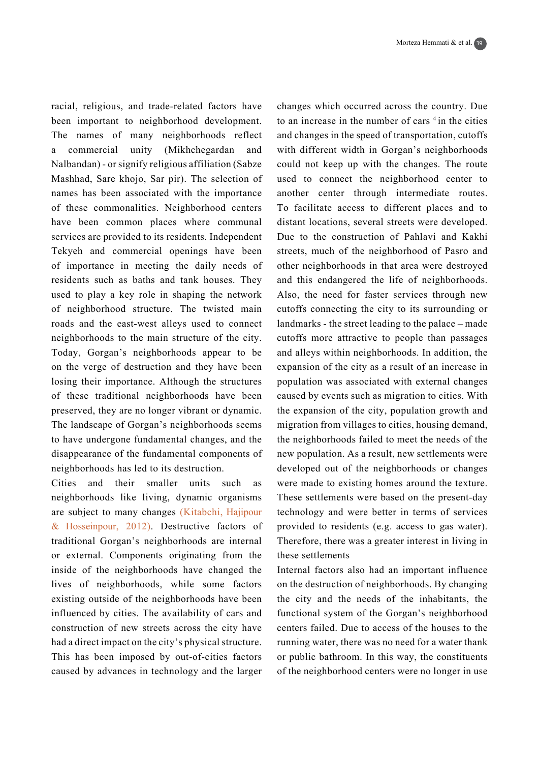racial, religious, and trade-related factors have been important to neighborhood development. The names of many neighborhoods reflect a commercial unity (Mikhchegardan and Nalbandan) - or signify religious affiliation (Sabze Mashhad, Sare khojo, Sar pir). The selection of names has been associated with the importance of these commonalities. Neighborhood centers have been common places where communal services are provided to its residents. Independent Tekyeh and commercial openings have been of importance in meeting the daily needs of residents such as baths and tank houses. They used to play a key role in shaping the network of neighborhood structure. The twisted main roads and the east-west alleys used to connect neighborhoods to the main structure of the city. Today, Gorgan's neighborhoods appear to be on the verge of destruction and they have been losing their importance. Although the structures of these traditional neighborhoods have been preserved, they are no longer vibrant or dynamic. The landscape of Gorgan's neighborhoods seems to have undergone fundamental changes, and the disappearance of the fundamental components of neighborhoods has led to its destruction.

Cities and their smaller units such as neighborhoods like living, dynamic organisms are subject to many changes (Kitabchi, Hajipour & Hosseinpour, 2012). Destructive factors of traditional Gorgan's neighborhoods are internal or external. Components originating from the inside of the neighborhoods have changed the lives of neighborhoods, while some factors existing outside of the neighborhoods have been influenced by cities. The availability of cars and construction of new streets across the city have had a direct impact on the city's physical structure. This has been imposed by out-of-cities factors caused by advances in technology and the larger changes which occurred across the country. Due to an increase in the number of cars [4] in the cities and changes in the speed of transportation, cutoffs with different width in Gorgan's neighborhoods could not keep up with the changes. The route used to connect the neighborhood center to another center through intermediate routes. To facilitate access to different places and to distant locations, several streets were developed. Due to the construction of Pahlavi and Kakhi streets, much of the neighborhood of Pasro and other neighborhoods in that area were destroyed and this endangered the life of neighborhoods. Also, the need for faster services through new cutoffs connecting the city to its surrounding or landmarks - the street leading to the palace – made cutoffs more attractive to people than passages and alleys within neighborhoods. In addition, the expansion of the city as a result of an increase in population was associated with external changes caused by events such as migration to cities. With the expansion of the city, population growth and migration from villages to cities, housing demand, the neighborhoods failed to meet the needs of the new population. As a result, new settlements were developed out of the neighborhoods or changes were made to existing homes around the texture. These settlements were based on the present-day technology and were better in terms of services provided to residents (e.g. access to gas water). Therefore, there was a greater interest in living in these settlements

Internal factors also had an important influence on the destruction of neighborhoods. By changing the city and the needs of the inhabitants, the functional system of the Gorgan's neighborhood centers failed. Due to access of the houses to the running water, there was no need for a water thank or public bathroom. In this way, the constituents of the neighborhood centers were no longer in use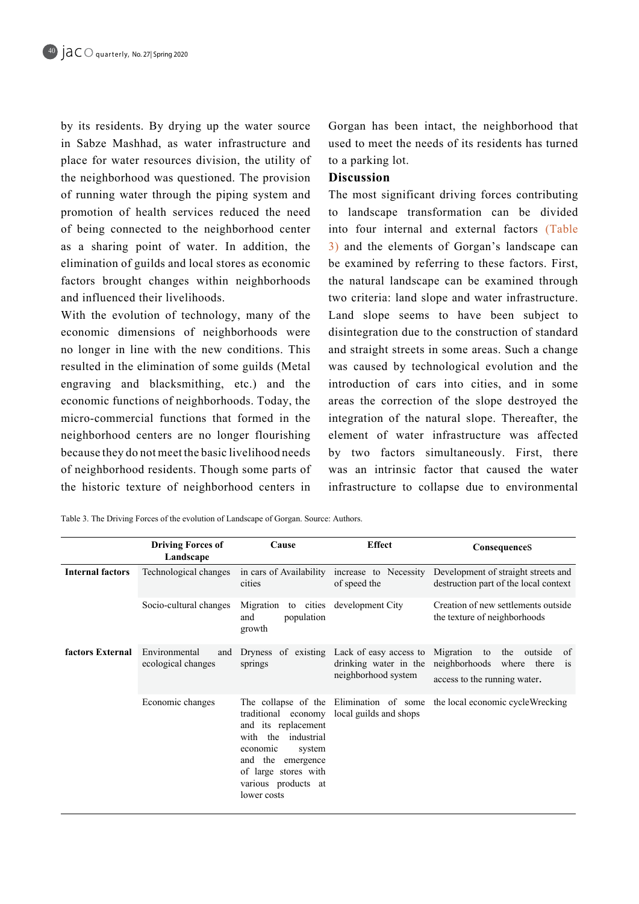by its residents. By drying up the water source in Sabze Mashhad, as water infrastructure and place for water resources division, the utility of the neighborhood was questioned. The provision of running water through the piping system and promotion of health services reduced the need of being connected to the neighborhood center as a sharing point of water. In addition, the elimination of guilds and local stores as economic factors brought changes within neighborhoods and influenced their livelihoods.

With the evolution of technology, many of the economic dimensions of neighborhoods were no longer in line with the new conditions. This resulted in the elimination of some guilds (Metal engraving and blacksmithing, etc.) and the economic functions of neighborhoods. Today, the micro-commercial functions that formed in the neighborhood centers are no longer flourishing because they do not meet the basic livelihood needs of neighborhood residents. Though some parts of the historic texture of neighborhood centers in Gorgan has been intact, the neighborhood that used to meet the needs of its residents has turned to a parking lot.

## Discussion

The most significant driving forces contributing to landscape transformation can be divided into four internal and external factors (Table 3) and the elements of Gorgan's landscape can be examined by referring to these factors. First, the natural landscape can be examined through two criteria: land slope and water infrastructure. Land slope seems to have been subject to disintegration due to the construction of standard and straight streets in some areas. Such a change was caused by technological evolution and the introduction of cars into cities, and in some areas the correction of the slope destroyed the integration of the natural slope. Thereafter, the element of water infrastructure was affected by two factors simultaneously. First, there was an intrinsic factor that caused the water infrastructure to collapse due to environmental

Table 3. The Driving Forces of the evolution of Landscape of Gorgan. Source: Authors.

| | Driving Forces of Landscape | Cause | Effect | ConsequenceS |
|---|---|---|---|---|
| **Internal factors** | Technological changes | in cars of Availability cities | increase to Necessity of speed the | Development of straight streets and destruction part of the local context |
| | Socio-cultural changes | Migration to cities and population growth | development City | Creation of new settlements outside the texture of neighborhoods |
| **factors External** | Environmental and ecological changes | Dryness of existing springs | Lack of easy access to drinking water in the neighborhood system | Migration to the outside of neighborhoods where there is access to the running water. |
| | Economic changes | The collapse of the traditional economy and its replacement with the industrial economic system and the emergence of large stores with various products at lower costs | Elimination of some local guilds and shops | the local economic cycleWrecking |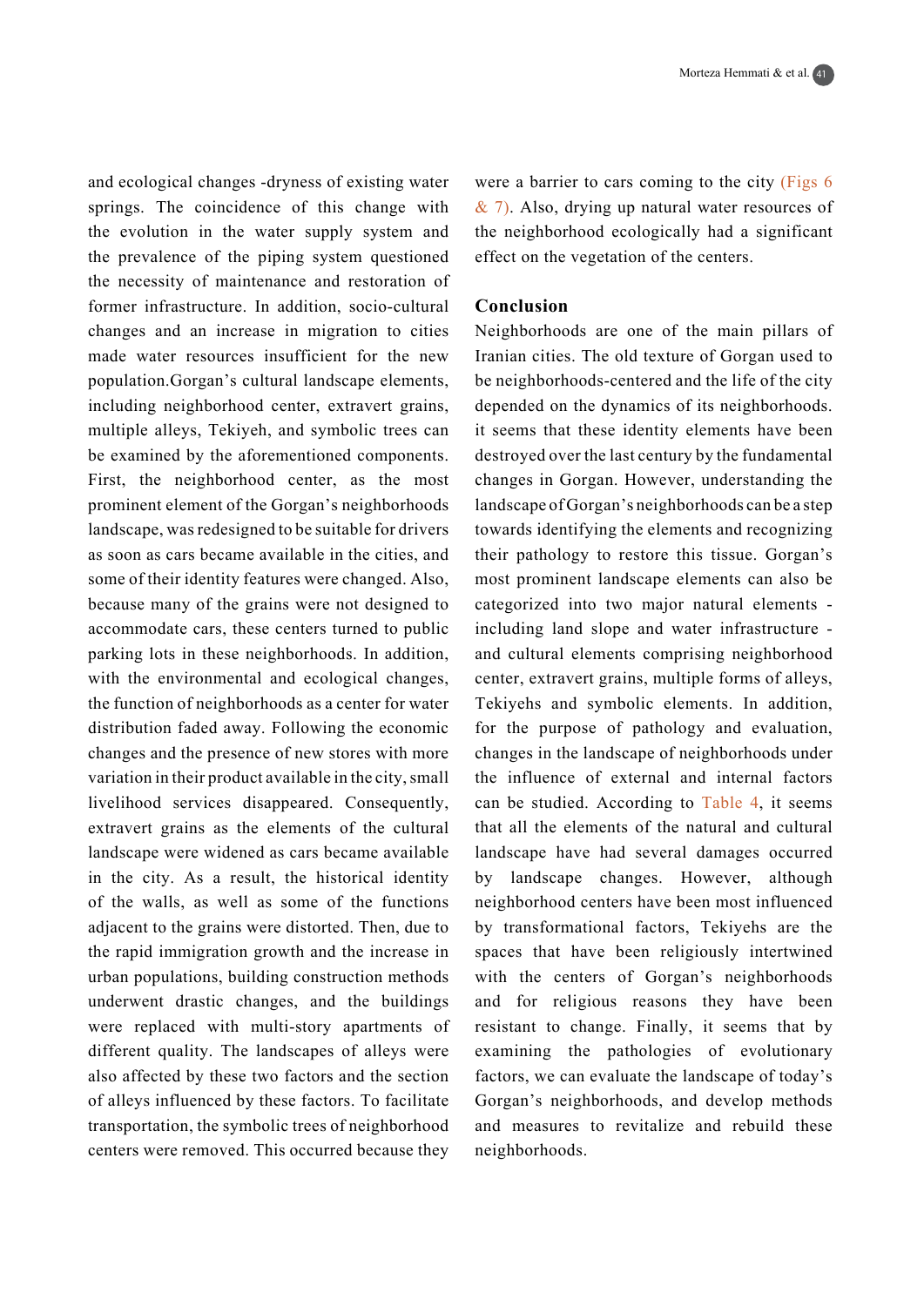and ecological changes -dryness of existing water springs. The coincidence of this change with the evolution in the water supply system and the prevalence of the piping system questioned the necessity of maintenance and restoration of former infrastructure. In addition, socio-cultural changes and an increase in migration to cities made water resources insufficient for the new population.Gorgan's cultural landscape elements, including neighborhood center, extravert grains, multiple alleys, Tekiyeh, and symbolic trees can be examined by the aforementioned components. First, the neighborhood center, as the most prominent element of the Gorgan's neighborhoods landscape, was redesigned to be suitable for drivers as soon as cars became available in the cities, and some of their identity features were changed. Also, because many of the grains were not designed to accommodate cars, these centers turned to public parking lots in these neighborhoods. In addition, with the environmental and ecological changes, the function of neighborhoods as a center for water distribution faded away. Following the economic changes and the presence of new stores with more variation in their product available in the city, small livelihood services disappeared. Consequently, extravert grains as the elements of the cultural landscape were widened as cars became available in the city. As a result, the historical identity of the walls, as well as some of the functions adjacent to the grains were distorted. Then, due to the rapid immigration growth and the increase in urban populations, building construction methods underwent drastic changes, and the buildings were replaced with multi-story apartments of different quality. The landscapes of alleys were also affected by these two factors and the section of alleys influenced by these factors. To facilitate transportation, the symbolic trees of neighborhood centers were removed. This occurred because they were a barrier to cars coming to the city (Figs 6 & 7). Also, drying up natural water resources of the neighborhood ecologically had a significant effect on the vegetation of the centers.

## Conclusion

Neighborhoods are one of the main pillars of Iranian cities. The old texture of Gorgan used to be neighborhoods-centered and the life of the city depended on the dynamics of its neighborhoods. it seems that these identity elements have been destroyed over the last century by the fundamental changes in Gorgan. However, understanding the landscape of Gorgan's neighborhoods can be a step towards identifying the elements and recognizing their pathology to restore this tissue. Gorgan's most prominent landscape elements can also be categorized into two major natural elements - including land slope and water infrastructure - and cultural elements comprising neighborhood center, extravert grains, multiple forms of alleys, Tekiyehs and symbolic elements. In addition, for the purpose of pathology and evaluation, changes in the landscape of neighborhoods under the influence of external and internal factors can be studied. According to Table 4, it seems that all the elements of the natural and cultural landscape have had several damages occurred by landscape changes. However, although neighborhood centers have been most influenced by transformational factors, Tekiyehs are the spaces that have been religiously intertwined with the centers of Gorgan's neighborhoods and for religious reasons they have been resistant to change. Finally, it seems that by examining the pathologies of evolutionary factors, we can evaluate the landscape of today's Gorgan's neighborhoods, and develop methods and measures to revitalize and rebuild these neighborhoods.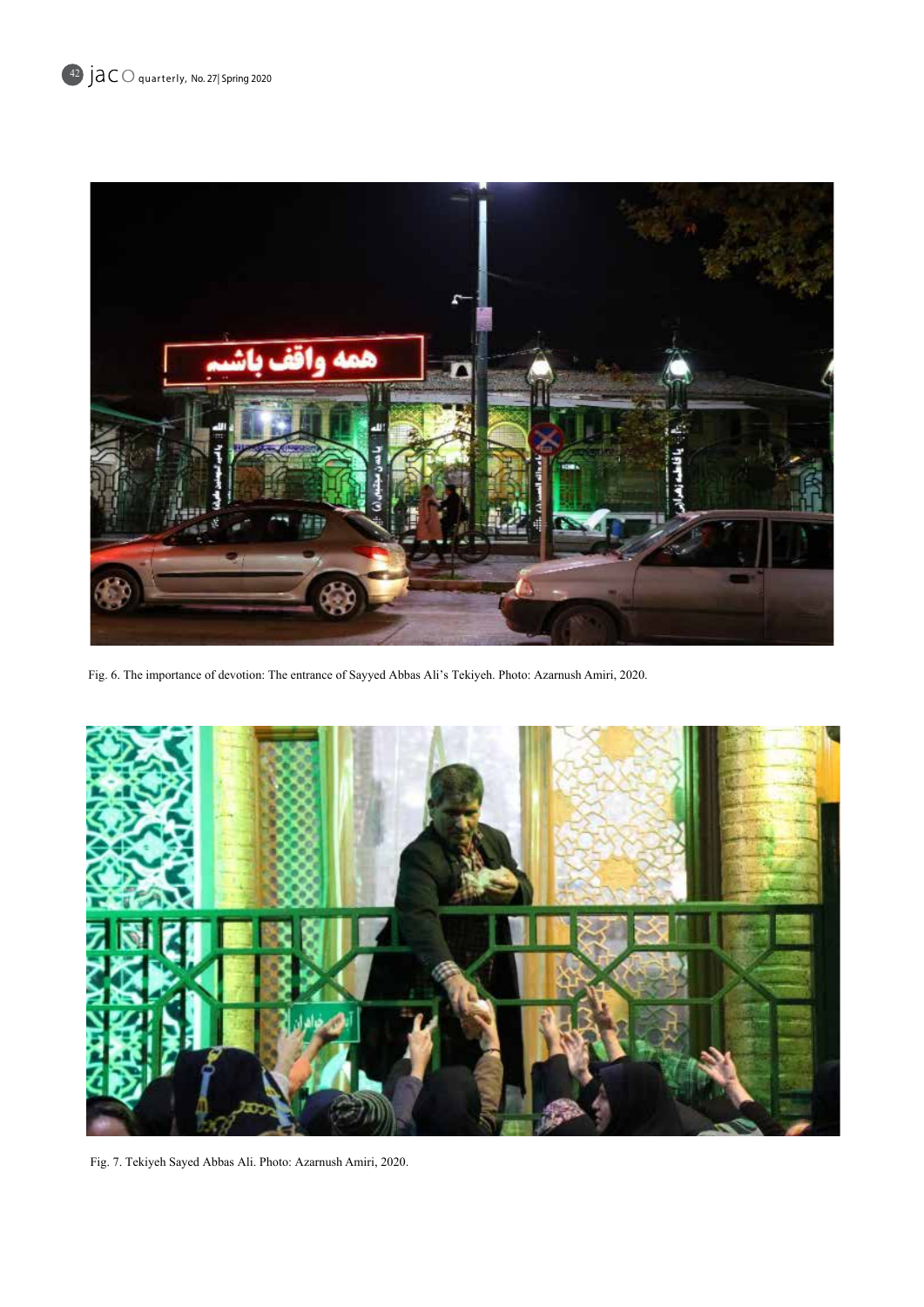Fig. 6. The importance of devotion: The entrance of Sayyed Abbas Ali's Tekiyeh. Photo: Azarnush Amiri, 2020.

Fig. 7. Tekiyeh Sayed Abbas Ali. Photo: Azarnush Amiri, 2020.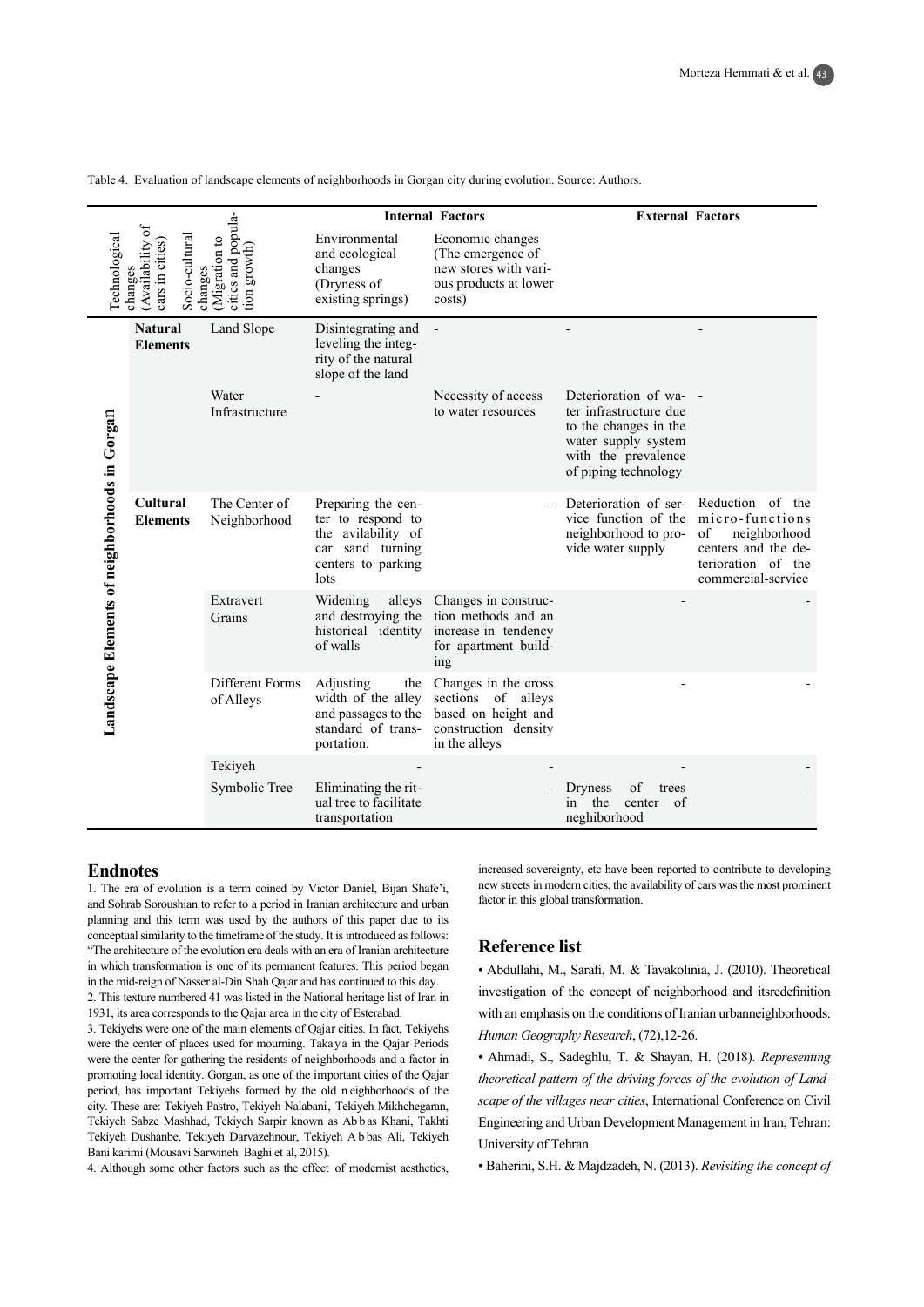Table 4. Evaluation of landscape elements of neighborhoods in Gorgan city during evolution. Source: Authors.

| | | | Internal Factors | | External Factors | |
|---|---|---|---|---|---|---|
| | | | Technological changes (Availability of cars in cities) | Socio-cultural changes (Migration to cities and population growth) | Environmental and ecological changes (Dryness of existing springs) | Economic changes (The emergence of new stores with various products at lower costs) |
| Landscape Elements of neighborhoods in Gorgan | Natural Elements | Land Slope | Disintegrating and leveling the integrity of the natural slope of the land | - | - | - |
| | | Water Infrastructure | - | Necessity of access to water resources | Deterioration of water infrastructure due to the changes in the water supply system with the prevalence of piping technology | - |
| | Cultural Elements | The Center of Neighborhood | Preparing the center to respond to the avilability of car sand turning centers to parking lots | - | Deterioration of service function of the neighborhood to provide water supply | Reduction of the micro-functions of neighborhood centers and the deterioration of the commercial-service |
| | | Extravert Grains | Widening alleys and destroying the historical identity of walls | Changes in construction methods and an increase in tendency for apartment building | - | - |
| | | Different Forms of Alleys | Adjusting the width of the alley and passages to the standard of transportation. | Changes in the cross sections of alleys based on height and construction density in the alleys | - | - |
| | | Tekiyeh | - | - | - | - |
| | | Symbolic Tree | Eliminating the ritual tree to facilitate transportation | - | Dryness of trees in the center of neghiborhood | - |

## Endnotes

1. The era of evolution is a term coined by Victor Daniel, Bijan Shafe'i, and Sohrab Soroushian to refer to a period in Iranian architecture and urban planning and this term was used by the authors of this paper due to its conceptual similarity to the timeframe of the study. It is introduced as follows: "The architecture of the evolution era deals with an era of Iranian architecture in which transformation is one of its permanent features. This period began in the mid-reign of Nasser al-Din Shah Qajar and has continued to this day.

2. This texture numbered 41 was listed in the National heritage list of Iran in 1931, its area corresponds to the Qajar area in the city of Esterabad.

3. Tekiyehs were one of the main elements of Qajar cities. In fact, Tekiyehs were the center of places used for mourning. Takaya in the Qajar Periods were the center for gathering the residents of neighborhoods and a factor in promoting local identity. Gorgan, as one of the important cities of the Qajar period, has important Tekiyehs formed by the old neighborhoods of the city. These are: Tekiyeh Pastro, Tekiyeh Nalabani, Tekiyeh Mikhchegaran, Tekiyeh Sabze Mashhad, Tekiyeh Sarpir known as Abbas Khani, Takhti Tekiyeh Dushanbe, Tekiyeh Darvazehnour, Tekiyeh Abbas Ali, Tekiyeh Bani karimi (Mousavi Sarwineh Baghi et al, 2015).

4. Although some other factors such as the effect of modernist aesthetics, increased sovereignty, etc have been reported to contribute to developing new streets in modern cities, the availability of cars was the most prominent factor in this global transformation.

## Reference list

• Abdullahi, M., Sarafi, M. & Tavakolinia, J. (2010). Theoretical investigation of the concept of neighborhood and itsredefinition with an emphasis on the conditions of Iranian urbanneighborhoods. *Human Geography Research*, (72),12-26.

• Ahmadi, S., Sadeghlu, T. & Shayan, H. (2018). *Representing theoretical pattern of the driving forces of the evolution of Landscape of the villages near cities*, International Conference on Civil Engineering and Urban Development Management in Iran, Tehran: University of Tehran.

• Baherini, S.H. & Majdzadeh, N. (2013). *Revisiting the concept of*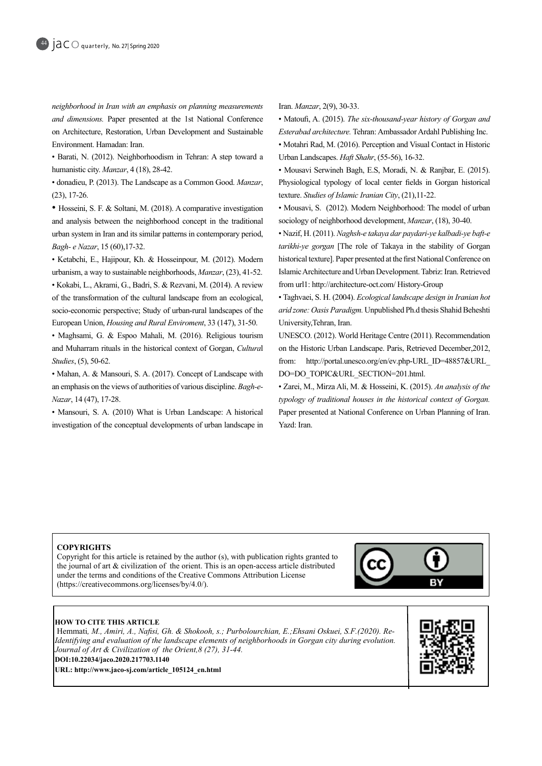*neighborhood in Iran with an emphasis on planning measurements and dimensions.* Paper presented at the 1st National Conference on Architecture, Restoration, Urban Development and Sustainable Environment. Hamadan: Iran.

• Barati, N. (2012). Neighborhoodism in Tehran: A step toward a humanistic city. *Manzar*, 4 (18), 28-42.

• donadieu, P. (2013). The Landscape as a Common Good. *Manzar*, (23), 17-26.

• Hosseini, S. F. & Soltani, M. (2018). A comparative investigation and analysis between the neighborhood concept in the traditional urban system in Iran and its similar patterns in contemporary period, *Bagh- e Nazar*, 15 (60),17-32.

• Ketabchi, E., Hajipour, Kh. & Hosseinpour, M. (2012). Modern urbanism, a way to sustainable neighborhoods, *Manzar*, (23), 41-52.

• Kokabi, L., Akrami, G., Badri, S. & Rezvani, M. (2014). A review of the transformation of the cultural landscape from an ecological, socio-economic perspective; Study of urban-rural landscapes of the European Union, *Housing and Rural Enviroment*, 33 (147), 31-50.

• Maghsami, G. & Espoo Mahali, M. (2016). Religious tourism and Muharram rituals in the historical context of Gorgan, *Cultural Studies*, (5), 50-62.

• Mahan, A. & Mansouri, S. A. (2017). Concept of Landscape with an emphasis on the views of authorities of various discipline. *Bagh-e-Nazar*, 14 (47), 17-28.

• Mansouri, S. A. (2010) What is Urban Landscape: A historical investigation of the conceptual developments of urban landscape in Iran. *Manzar*, 2(9), 30-33.

• Matoufi, A. (2015). *The six-thousand-year history of Gorgan and Esterabad architecture.* Tehran: Ambassador Ardahl Publishing Inc.

• Motahri Rad, M. (2016). Perception and Visual Contact in Historic Urban Landscapes. *Haft Shahr*, (55-56), 16-32.

• Mousavi Serwineh Bagh, E.S, Moradi, N. & Ranjbar, E. (2015). Physiological typology of local center fields in Gorgan historical texture. *Studies of Islamic Iranian City*, (21),11-22.

• Mousavi, S. (2012). Modern Neighborhood: The model of urban sociology of neighborhood development, *Manzar*, (18), 30-40.

• Nazif, H. (2011). *Naghsh-e takaya dar paydari-ye kalbadi-ye baft-e tarikhi-ye gorgan* [The role of Takaya in the stability of Gorgan historical texture]. Paper presented at the first National Conference on Islamic Architecture and Urban Development. Tabriz: Iran. Retrieved from url1: http://architecture-oct.com/ History-Group

• Taghvaei, S. H. (2004). *Ecological landscape design in Iranian hot arid zone: Oasis Paradigm.* Unpublished Ph.d thesis Shahid Beheshti University,Tehran, Iran.

UNESCO. (2012). World Heritage Centre (2011). Recommendation on the Historic Urban Landscape. Paris, Retrieved December,2012, from: http://portal.unesco.org/en/ev.php-URL_ID=48857&URL_DO=DO_TOPIC&URL_SECTION=201.html.

• Zarei, M., Mirza Ali, M. & Hosseini, K. (2015). *An analysis of the typology of traditional houses in the historical context of Gorgan.* Paper presented at National Conference on Urban Planning of Iran. Yazd: Iran.

**COPYRIGHTS**

Copyright for this article is retained by the author (s), with publication rights granted to the journal of art & civilization of the orient. This is an open-access article distributed under the terms and conditions of the Creative Commons Attribution License (https://creativecommons.org/licenses/by/4.0/).

**HOW TO CITE THIS ARTICLE**

Hemmati*, M., Amiri, A., Nafisi, Gh. & Shokooh, s.; Purbolourchian, E.;Ehsani Oskuei, S.F.(2020). Re-Identifying and evaluation of the landscape elements of neighborhoods in Gorgan city during evolution. Journal of Art & Civilization of the Orient,8 (27), 31-44.*

**DOI:10.22034/jaco.2020.217703.1140**

**URL: http://www.jaco-sj.com/article_105124_en.html**